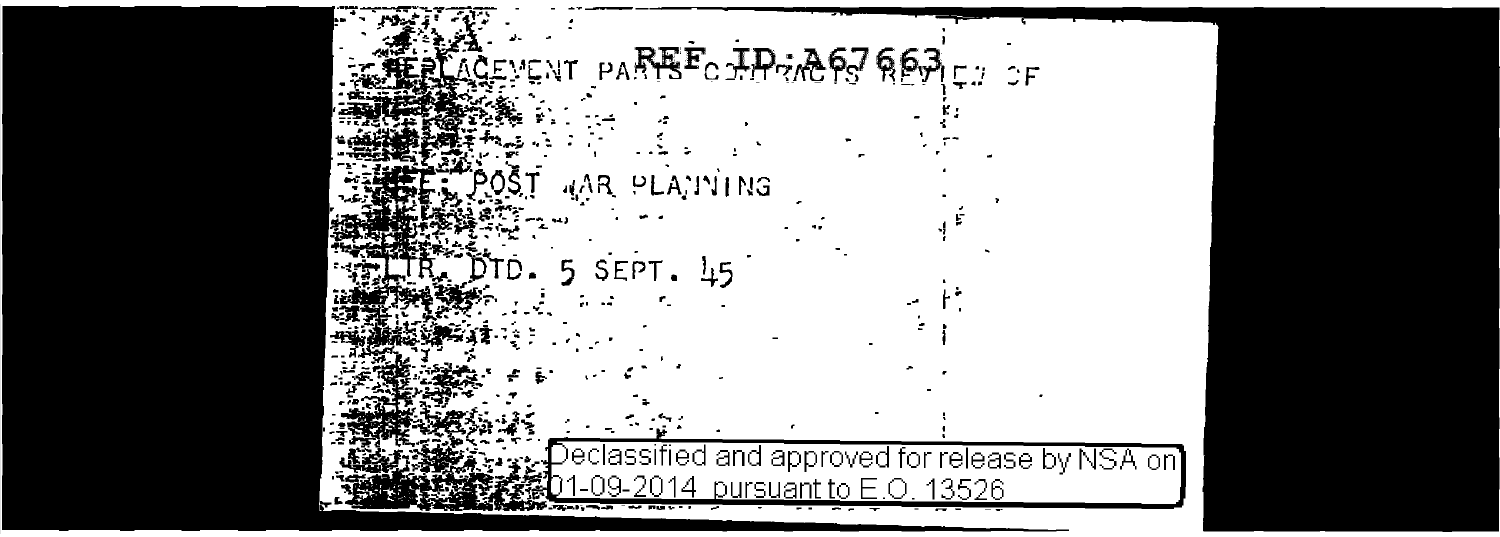REF ID:A67663

REPLACEMENT PARTS CONTRACTS REVIEW OF

REF: POST WAR PLANNING

LTR. DTD. 5 SEPT. 45

Declassified and approved for release by NSA on 01-09-2014 pursuant to E.O. 13526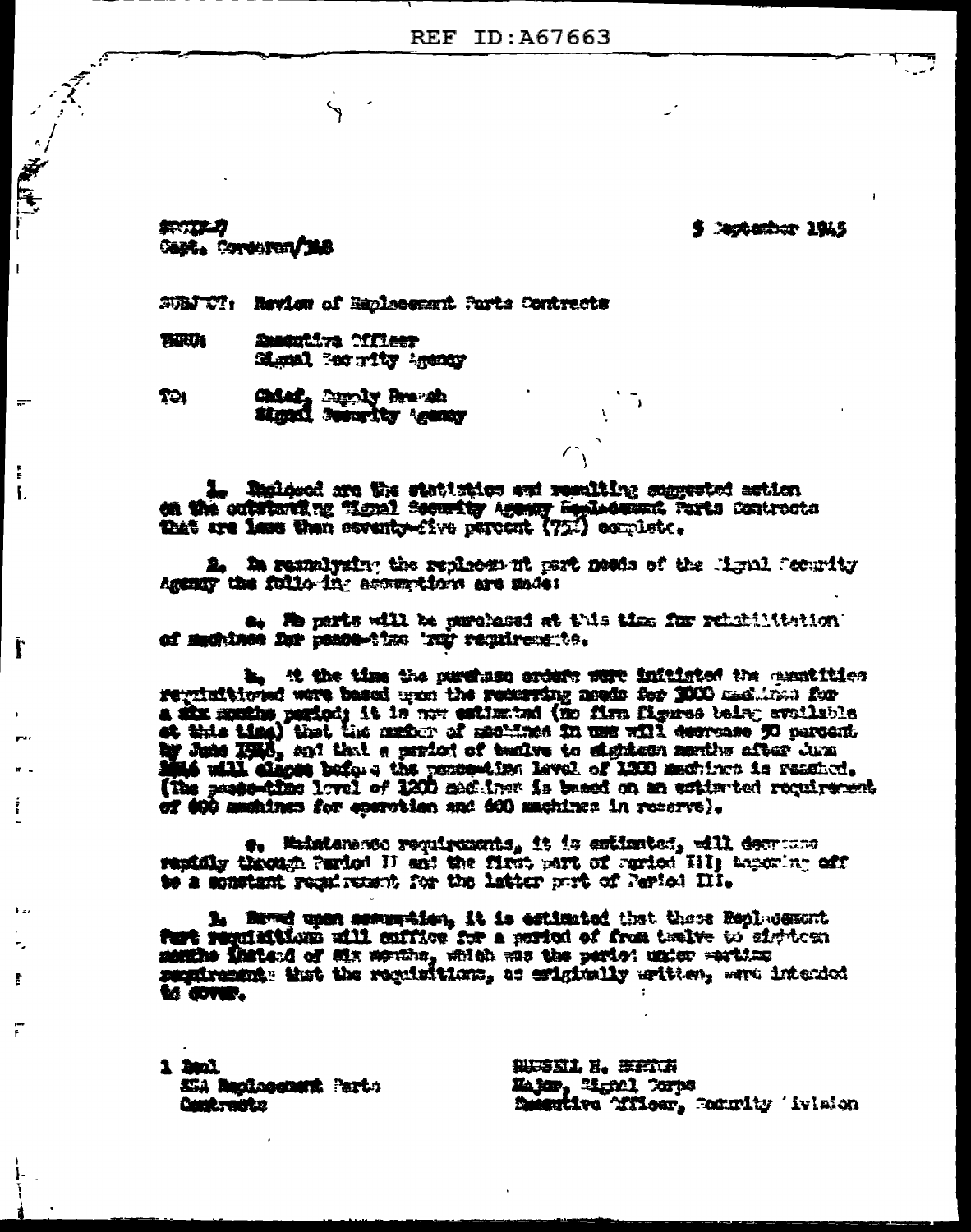REF ID:A67663

SPCIR-7
Capt. Corcoran/JAB

5 September 1945

SUBJECT: Review of Replacement Parts Contracts

THRU: Executive Officer
Signal Security Agency

TO: Chief, Supply Branch
Signal Security Agency

1. Enclosed are the statistics and resulting suggested action on the outstanding Signal Security Agency Replacement Parts Contracts that are less than seventy-five percent (75%) complete.

2. In reanalyzing the replacement part needs of the Signal Security Agency the following assumptions are made:

a. No parts will be purchased at this time for rehabilitation of machines for peace-time Army requirements.

b. At the time the purchase orders were initiated the quantities requisitioned were based upon the recurring needs for 3000 machines for a six months period; it is now estimated (no firm figures being available at this time) that the number of machines in use will decrease 50 percent by June 1946, and that a period of twelve to eighteen months after June 1946 will elapse before the peace-time level of 1200 machines is reached. (The peace-time level of 1200 machines is based on an estimated requirement of 600 machines for operation and 600 machines in reserve).

c. Maintenance requirements, it is estimated, will decrease rapidly through Period II and the first part of Period III; tapering off to a constant requirement for the latter part of Period III.

3. Based upon assumption, it is estimated that these Replacement Part requisitions will suffice for a period of from twelve to eighteen months instead of six months, which was the period under wartime requirements that the requisitions, as originally written, were intended to cover.

1 Incl
SSA Replacement Parts
Contracts

RUSSELL H. HORTON
Major, Signal Corps
Executive Officer, Security Division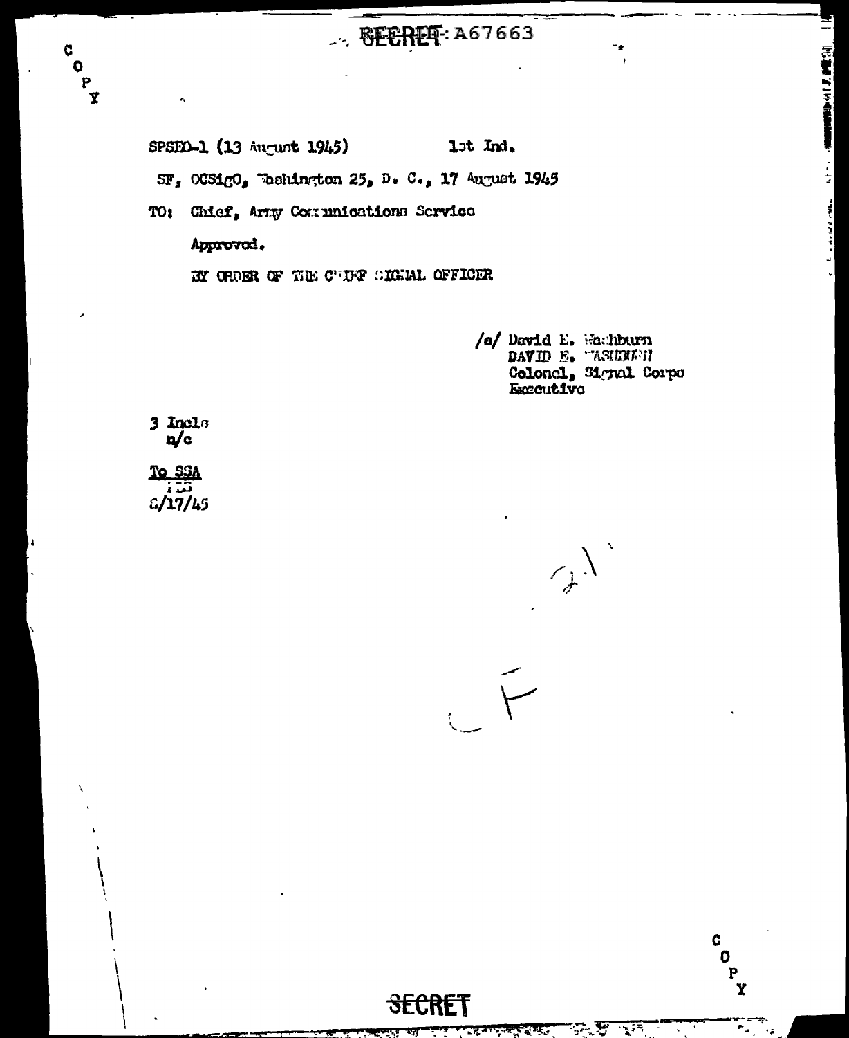C O P Y

REF ID: A67663

SPSED-1 (13 August 1945) 1st Ind.

SF, OCSigO, Washington 25, D. C., 17 August 1945

TO: Chief, Army Communications Service

Approved.

BY ORDER OF THE CHIEF SIGNAL OFFICER

/s/ David E. Washburn
DAVID E. WASHBURN
Colonel, Signal Corps
Executive

3 Incls
n/c

To SSA
8/17/45

SECRET

C O P Y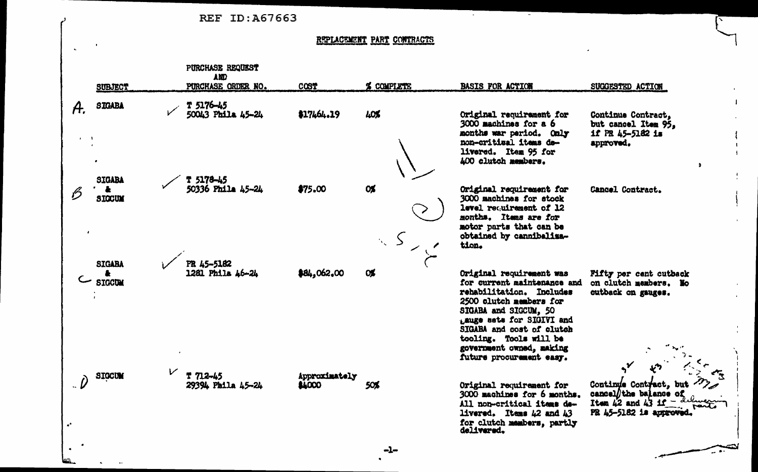REF ID:A67663

## REPLACEMENT PART CONTRACTS

| | SUBJECT | PURCHASE REQUEST AND PURCHASE ORDER NO. | COST | % COMPLETE | BASIS FOR ACTION | SUGGESTED ACTION |
|---|---|---|---|---|---|---|
| A. | SIGABA | T 5176-45 50043 Phila 45-24 | $17464.19 | 40% | Original requirement for 3000 machines for a 6 months war period. Only non-critical items delivered. Item 95 for 400 clutch members. | Continue Contract, but cancel Item 95, if PR 45-5182 is approved. |
| B | SIGABA & SIGCUM | T 5178-45 50336 Phila 45-24 | $75.00 | 0% | Original requirement for 3000 machines for stock level requirement of 12 months. Items are for motor parts that can be obtained by cannibalization. | Cancel Contract. |
| C | SIGABA & SIGCUM | PR 45-5182 1281 Phila 46-24 | $84,062.00 | 0% | Original requirement was for current maintenance and rehabilitation. Includes 2500 clutch members for SIGABA and SIGCUM, 50 gauge sets for SIGIVI and SIGABA and cost of clutch tooling. Tools will be government owned, making future procurement easy. | Fifty per cent cutback on clutch members. No cutback on gauges. |
| D | SIGCUM | T 712-45 29394 Phila 45-24 | Approximately $4000 | 50% | Original requirement for 3000 machines for 6 months. All non-critical items delivered. Items 42 and 43 for clutch members, partly delivered. | Continue Contract, but cancel the balance of Item 42 and 43 if PR 45-5182 is approved. |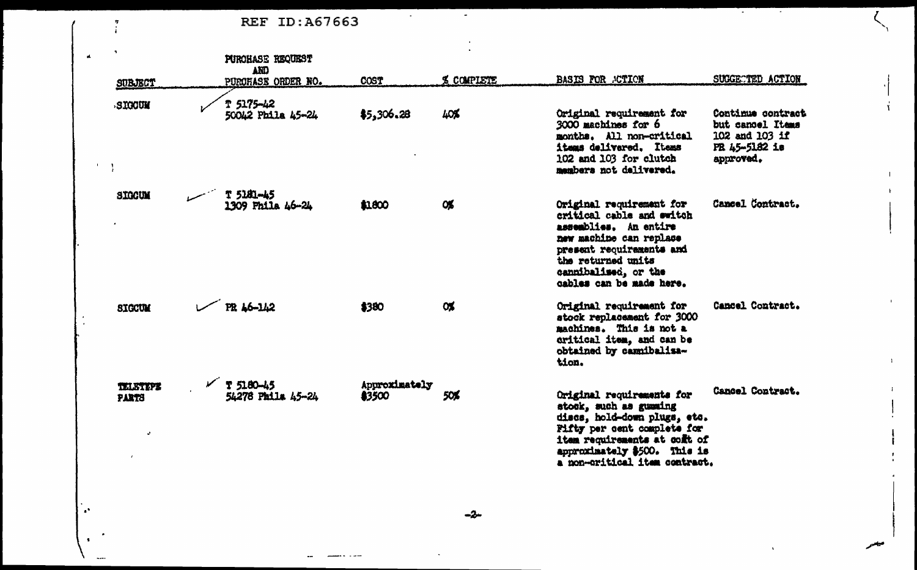REF ID:A67663

| SUBJECT | PURCHASE REQUEST AND PURCHASE ORDER NO. | COST | % COMPLETE | BASIS FOR ACTION | SUGGESTED ACTION |
|---|---|---|---|---|---|
| SIGCUM | T 5175-42<br>50042 Phila 45-24 | $5,306.28 | 40% | Original requirement for 3000 machines for 6 months. All non-critical items delivered. Items 102 and 103 for clutch members not delivered. | Continue contract but cancel Items 102 and 103 if PR 45-5182 is approved. |
| SIGCUM | T 5181-45<br>1309 Phila 46-24 | $1800 | 0% | Original requirement for critical cable and switch assemblies. An entire new machine can replace present requirements and the returned units cannibalized, or the cables can be made here. | Cancel Contract. |
| SIGCUM | PR 46-142 | $380 | 0% | Original requirement for stock replacement for 3000 machines. This is not a critical item, and can be obtained by cannibalization. | Cancel Contract. |
| TELETYPE PARTS | T 5180-45<br>54278 Phila 45-24 | Approximately $3500 | 50% | Original requirements for stock, such as gumming discs, hold-down plugs, etc. Fifty per cent complete for item requirements at cost of approximately $500. This is a non-critical item contract. | Cancel Contract. |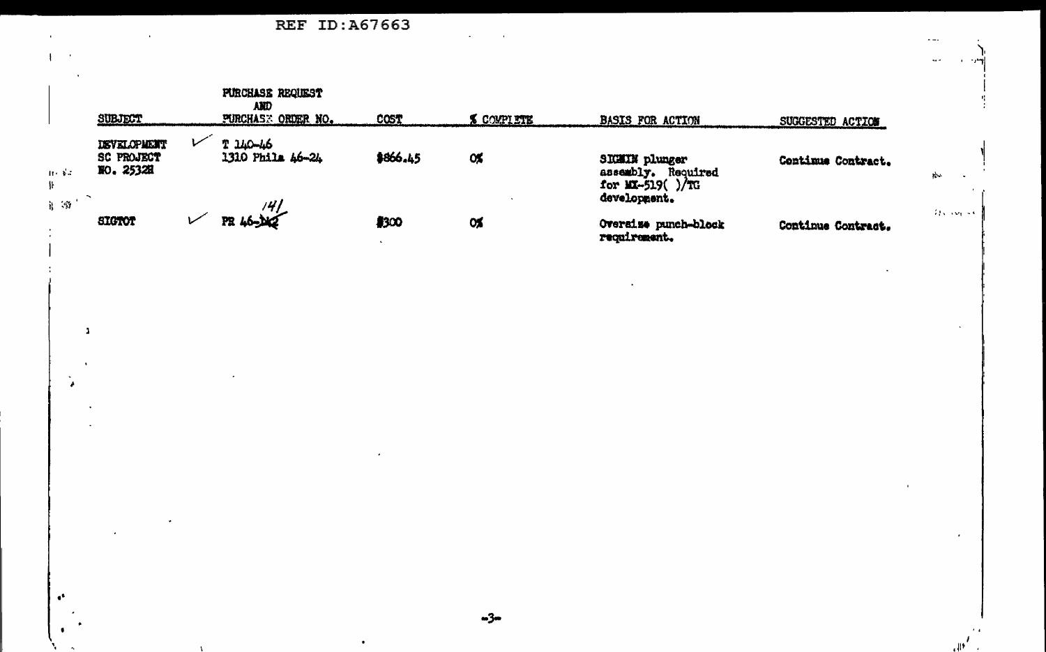REF ID:A67663

| SUBJECT | PURCHASE REQUEST AND PURCHASE ORDER NO. | COST | % COMPLETE | BASIS FOR ACTION | SUGGESTED ACTION |
|---|---|---|---|---|---|
| DEVELOPMENT SC PROJECT NO. 2532H | ✓ T 140-46 1310 Phila 46-24 | $866.45 | 0% | SIGMIN plunger assembly. Required for MX-519( )/TG development. | Continue Contract. |
| SIGTOT | ✓ PR 46-~~142~~ 141 | $300 | 0% | Oversize punch-block requirement. | Continue Contract. |